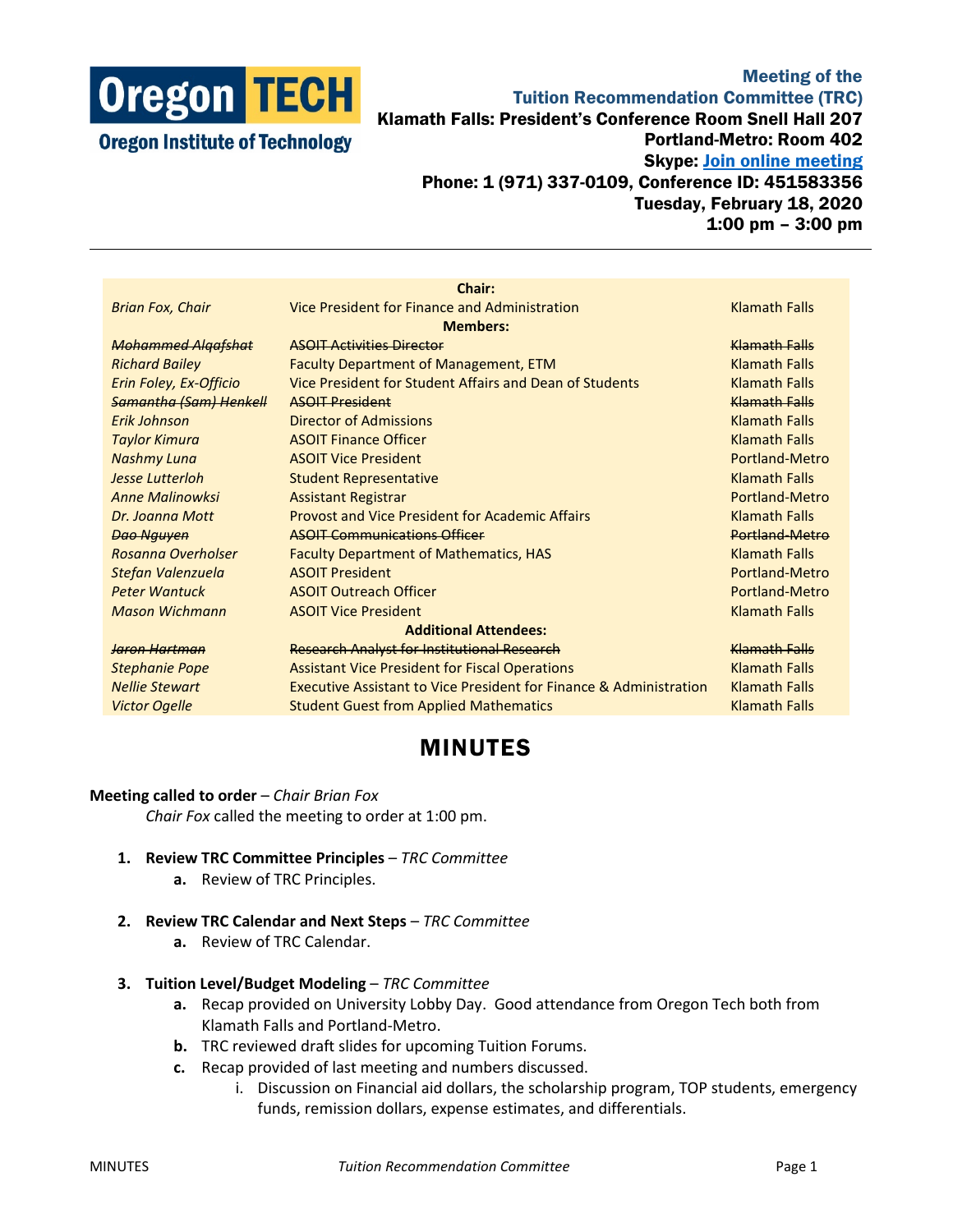# Oregon TECH
Oregon Institute of Technology

**Meeting of the**
**Tuition Recommendation Committee (TRC)**
**Klamath Falls: President's Conference Room Snell Hall 207**
**Portland-Metro: Room 402**
**Skype: Join online meeting**
**Phone: 1 (971) 337-0109, Conference ID: 451583356**
**Tuesday, February 18, 2020**
**1:00 pm – 3:00 pm**

| | **Chair:** | |
|---|---|---|
| *Brian Fox, Chair* | Vice President for Finance and Administration | Klamath Falls |
| | **Members:** | |
| ~~*Mohammed Alqafshat*~~ | ~~ASOIT Activities Director~~ | ~~Klamath Falls~~ |
| *Richard Bailey* | Faculty Department of Management, ETM | Klamath Falls |
| *Erin Foley, Ex-Officio* | Vice President for Student Affairs and Dean of Students | Klamath Falls |
| ~~*Samantha (Sam) Henkell*~~ | ~~ASOIT President~~ | ~~Klamath Falls~~ |
| *Erik Johnson* | Director of Admissions | Klamath Falls |
| *Taylor Kimura* | ASOIT Finance Officer | Klamath Falls |
| *Nashmy Luna* | ASOIT Vice President | Portland-Metro |
| *Jesse Lutterloh* | Student Representative | Klamath Falls |
| *Anne Malinowksi* | Assistant Registrar | Portland-Metro |
| *Dr. Joanna Mott* | Provost and Vice President for Academic Affairs | Klamath Falls |
| ~~*Dao Nguyen*~~ | ~~ASOIT Communications Officer~~ | ~~Portland-Metro~~ |
| *Rosanna Overholser* | Faculty Department of Mathematics, HAS | Klamath Falls |
| *Stefan Valenzuela* | ASOIT President | Portland-Metro |
| *Peter Wantuck* | ASOIT Outreach Officer | Portland-Metro |
| *Mason Wichmann* | ASOIT Vice President | Klamath Falls |
| | **Additional Attendees:** | |
| ~~*Jaron Hartman*~~ | ~~Research Analyst for Institutional Research~~ | ~~Klamath Falls~~ |
| *Stephanie Pope* | Assistant Vice President for Fiscal Operations | Klamath Falls |
| *Nellie Stewart* | Executive Assistant to Vice President for Finance & Administration | Klamath Falls |
| *Victor Ogelle* | Student Guest from Applied Mathematics | Klamath Falls |

# MINUTES

**Meeting called to order** – *Chair Brian Fox*

*Chair Fox* called the meeting to order at 1:00 pm.

1. **Review TRC Committee Principles** – *TRC Committee*
   a. Review of TRC Principles.

2. **Review TRC Calendar and Next Steps** – *TRC Committee*
   a. Review of TRC Calendar.

3. **Tuition Level/Budget Modeling** – *TRC Committee*
   a. Recap provided on University Lobby Day. Good attendance from Oregon Tech both from Klamath Falls and Portland-Metro.
   b. TRC reviewed draft slides for upcoming Tuition Forums.
   c. Recap provided of last meeting and numbers discussed.
      i. Discussion on Financial aid dollars, the scholarship program, TOP students, emergency funds, remission dollars, expense estimates, and differentials.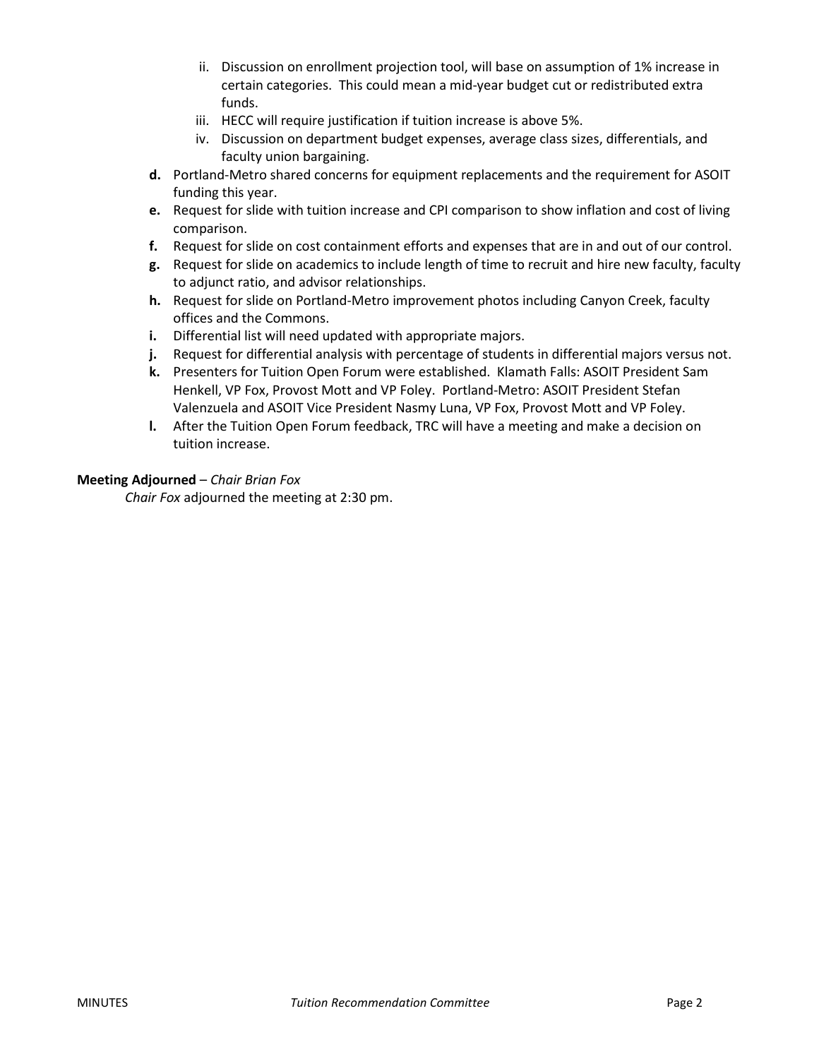ii. Discussion on enrollment projection tool, will base on assumption of 1% increase in certain categories. This could mean a mid-year budget cut or redistributed extra funds.
   iii. HECC will require justification if tuition increase is above 5%.
   iv. Discussion on department budget expenses, average class sizes, differentials, and faculty union bargaining.

**d.** Portland-Metro shared concerns for equipment replacements and the requirement for ASOIT funding this year.

**e.** Request for slide with tuition increase and CPI comparison to show inflation and cost of living comparison.

**f.** Request for slide on cost containment efforts and expenses that are in and out of our control.

**g.** Request for slide on academics to include length of time to recruit and hire new faculty, faculty to adjunct ratio, and advisor relationships.

**h.** Request for slide on Portland-Metro improvement photos including Canyon Creek, faculty offices and the Commons.

**i.** Differential list will need updated with appropriate majors.

**j.** Request for differential analysis with percentage of students in differential majors versus not.

**k.** Presenters for Tuition Open Forum were established. Klamath Falls: ASOIT President Sam Henkell, VP Fox, Provost Mott and VP Foley. Portland-Metro: ASOIT President Stefan Valenzuela and ASOIT Vice President Nasmy Luna, VP Fox, Provost Mott and VP Foley.

**l.** After the Tuition Open Forum feedback, TRC will have a meeting and make a decision on tuition increase.

**Meeting Adjourned** – *Chair Brian Fox*

*Chair Fox* adjourned the meeting at 2:30 pm.